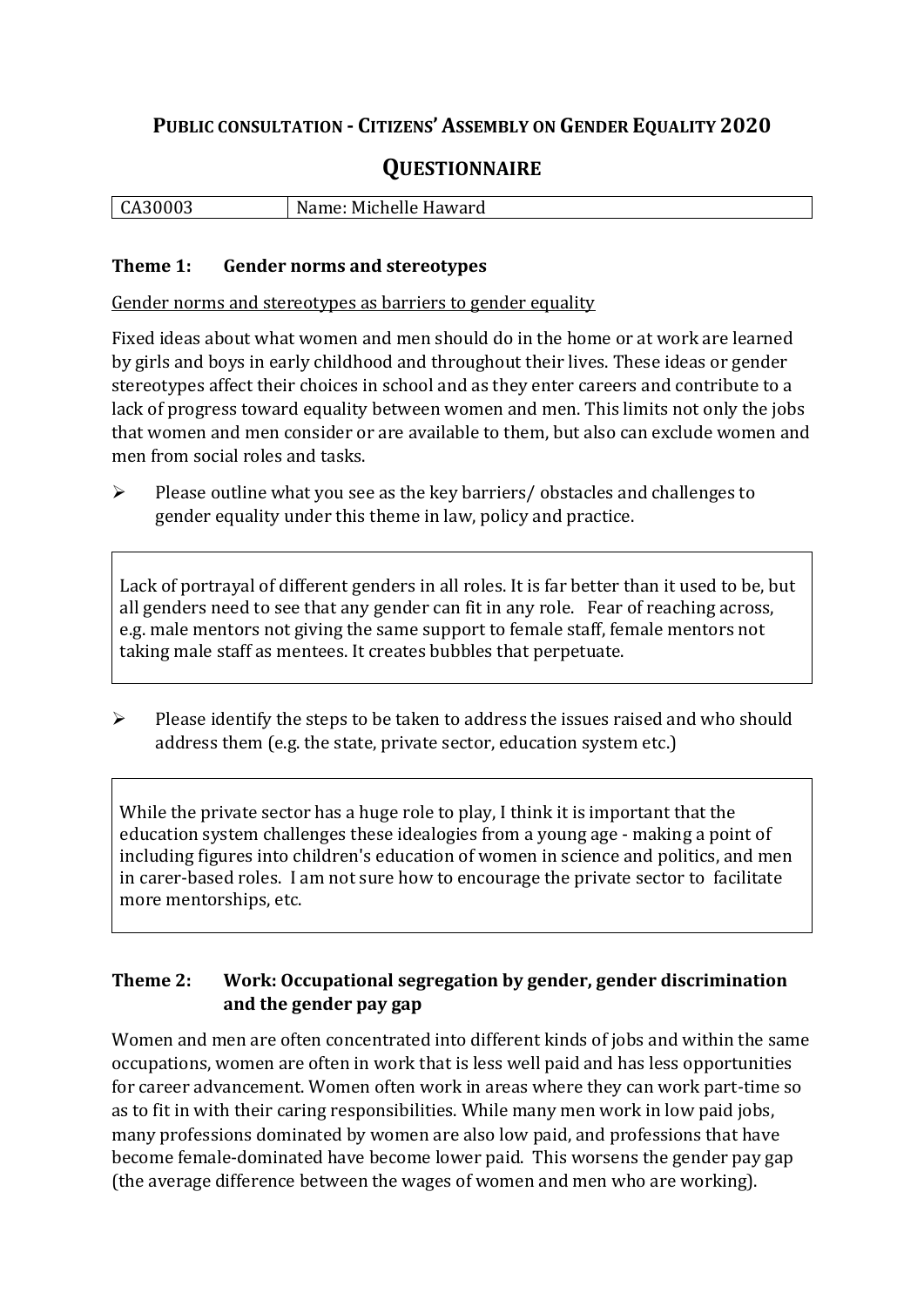# Public consultation - Citizens' Assembly on Gender Equality 2020

## Questionnaire

| CA30003 | Name: Michelle Haward |
|---|---|

### Theme 1: Gender norms and stereotypes

Gender norms and stereotypes as barriers to gender equality

Fixed ideas about what women and men should do in the home or at work are learned by girls and boys in early childhood and throughout their lives. These ideas or gender stereotypes affect their choices in school and as they enter careers and contribute to a lack of progress toward equality between women and men. This limits not only the jobs that women and men consider or are available to them, but also can exclude women and men from social roles and tasks.

- Please outline what you see as the key barriers/ obstacles and challenges to gender equality under this theme in law, policy and practice.

> Lack of portrayal of different genders in all roles. It is far better than it used to be, but all genders need to see that any gender can fit in any role. Fear of reaching across, e.g. male mentors not giving the same support to female staff, female mentors not taking male staff as mentees. It creates bubbles that perpetuate.

- Please identify the steps to be taken to address the issues raised and who should address them (e.g. the state, private sector, education system etc.)

> While the private sector has a huge role to play, I think it is important that the education system challenges these idealogies from a young age - making a point of including figures into children's education of women in science and politics, and men in carer-based roles. I am not sure how to encourage the private sector to facilitate more mentorships, etc.

### Theme 2: Work: Occupational segregation by gender, gender discrimination and the gender pay gap

Women and men are often concentrated into different kinds of jobs and within the same occupations, women are often in work that is less well paid and has less opportunities for career advancement. Women often work in areas where they can work part-time so as to fit in with their caring responsibilities. While many men work in low paid jobs, many professions dominated by women are also low paid, and professions that have become female-dominated have become lower paid. This worsens the gender pay gap (the average difference between the wages of women and men who are working).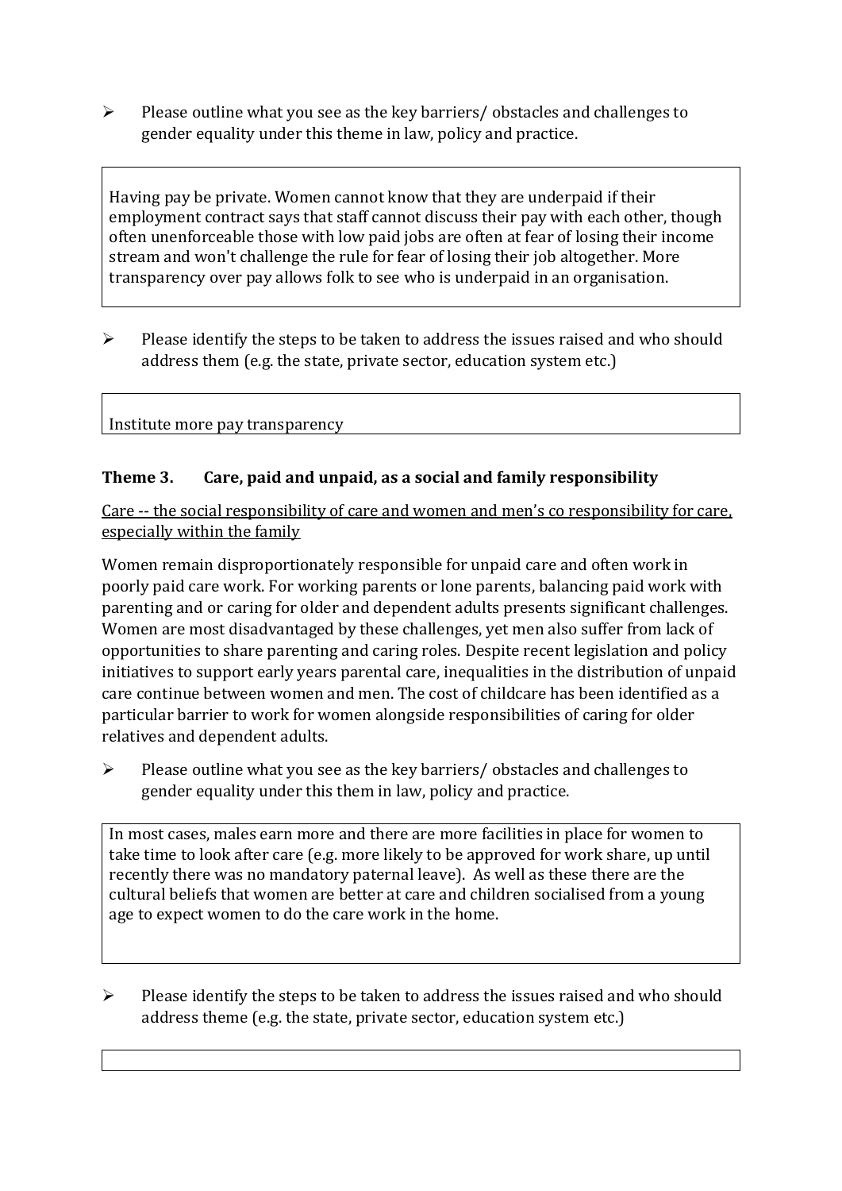- Please outline what you see as the key barriers/ obstacles and challenges to gender equality under this theme in law, policy and practice.

> Having pay be private. Women cannot know that they are underpaid if their employment contract says that staff cannot discuss their pay with each other, though often unenforceable those with low paid jobs are often at fear of losing their income stream and won't challenge the rule for fear of losing their job altogether. More transparency over pay allows folk to see who is underpaid in an organisation.

- Please identify the steps to be taken to address the issues raised and who should address them (e.g. the state, private sector, education system etc.)

> Institute more pay transparency

### Theme 3. Care, paid and unpaid, as a social and family responsibility

Care -- the social responsibility of care and women and men's co responsibility for care, especially within the family

Women remain disproportionately responsible for unpaid care and often work in poorly paid care work. For working parents or lone parents, balancing paid work with parenting and or caring for older and dependent adults presents significant challenges. Women are most disadvantaged by these challenges, yet men also suffer from lack of opportunities to share parenting and caring roles. Despite recent legislation and policy initiatives to support early years parental care, inequalities in the distribution of unpaid care continue between women and men. The cost of childcare has been identified as a particular barrier to work for women alongside responsibilities of caring for older relatives and dependent adults.

- Please outline what you see as the key barriers/ obstacles and challenges to gender equality under this them in law, policy and practice.

> In most cases, males earn more and there are more facilities in place for women to take time to look after care (e.g. more likely to be approved for work share, up until recently there was no mandatory paternal leave). As well as these there are the cultural beliefs that women are better at care and children socialised from a young age to expect women to do the care work in the home.

- Please identify the steps to be taken to address the issues raised and who should address theme (e.g. the state, private sector, education system etc.)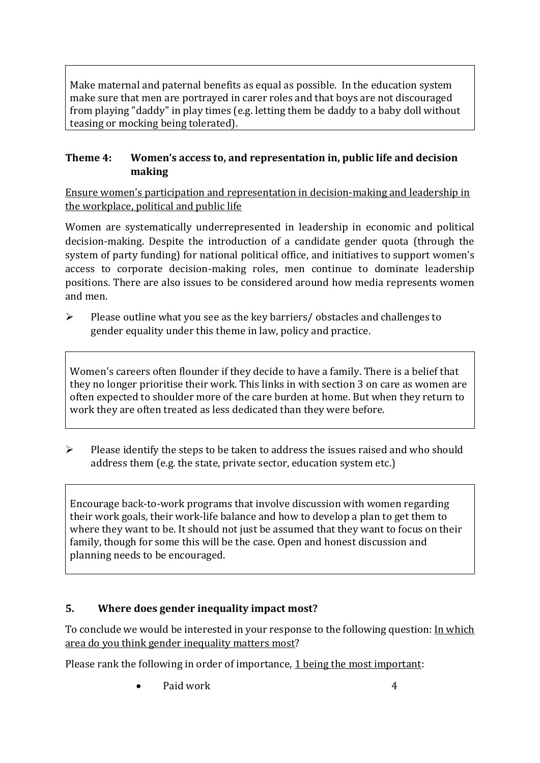Make maternal and paternal benefits as equal as possible. In the education system make sure that men are portrayed in carer roles and that boys are not discouraged from playing "daddy" in play times (e.g. letting them be daddy to a baby doll without teasing or mocking being tolerated).

### Theme 4: Women's access to, and representation in, public life and decision making

<u>Ensure women's participation and representation in decision-making and leadership in the workplace, political and public life</u>

Women are systematically underrepresented in leadership in economic and political decision-making. Despite the introduction of a candidate gender quota (through the system of party funding) for national political office, and initiatives to support women's access to corporate decision-making roles, men continue to dominate leadership positions. There are also issues to be considered around how media represents women and men.

- Please outline what you see as the key barriers/ obstacles and challenges to gender equality under this theme in law, policy and practice.

Women's careers often flounder if they decide to have a family. There is a belief that they no longer prioritise their work. This links in with section 3 on care as women are often expected to shoulder more of the care burden at home. But when they return to work they are often treated as less dedicated than they were before.

- Please identify the steps to be taken to address the issues raised and who should address them (e.g. the state, private sector, education system etc.)

Encourage back-to-work programs that involve discussion with women regarding their work goals, their work-life balance and how to develop a plan to get them to where they want to be. It should not just be assumed that they want to focus on their family, though for some this will be the case. Open and honest discussion and planning needs to be encouraged.

### 5. Where does gender inequality impact most?

To conclude we would be interested in your response to the following question: <u>In which area do you think gender inequality matters most</u>?

Please rank the following in order of importance, <u>1 being the most important</u>:

- Paid work 4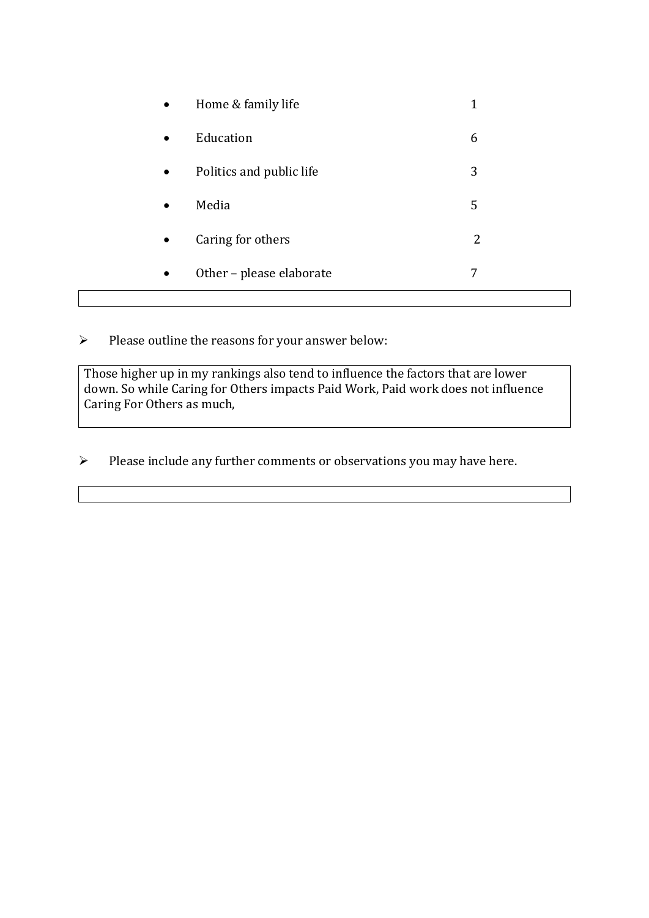- Home & family life 1
- Education 6
- Politics and public life 3
- Media 5
- Caring for others 2
- Other – please elaborate 7

➢ Please outline the reasons for your answer below:

Those higher up in my rankings also tend to influence the factors that are lower down. So while Caring for Others impacts Paid Work, Paid work does not influence Caring For Others as much,

➢ Please include any further comments or observations you may have here.